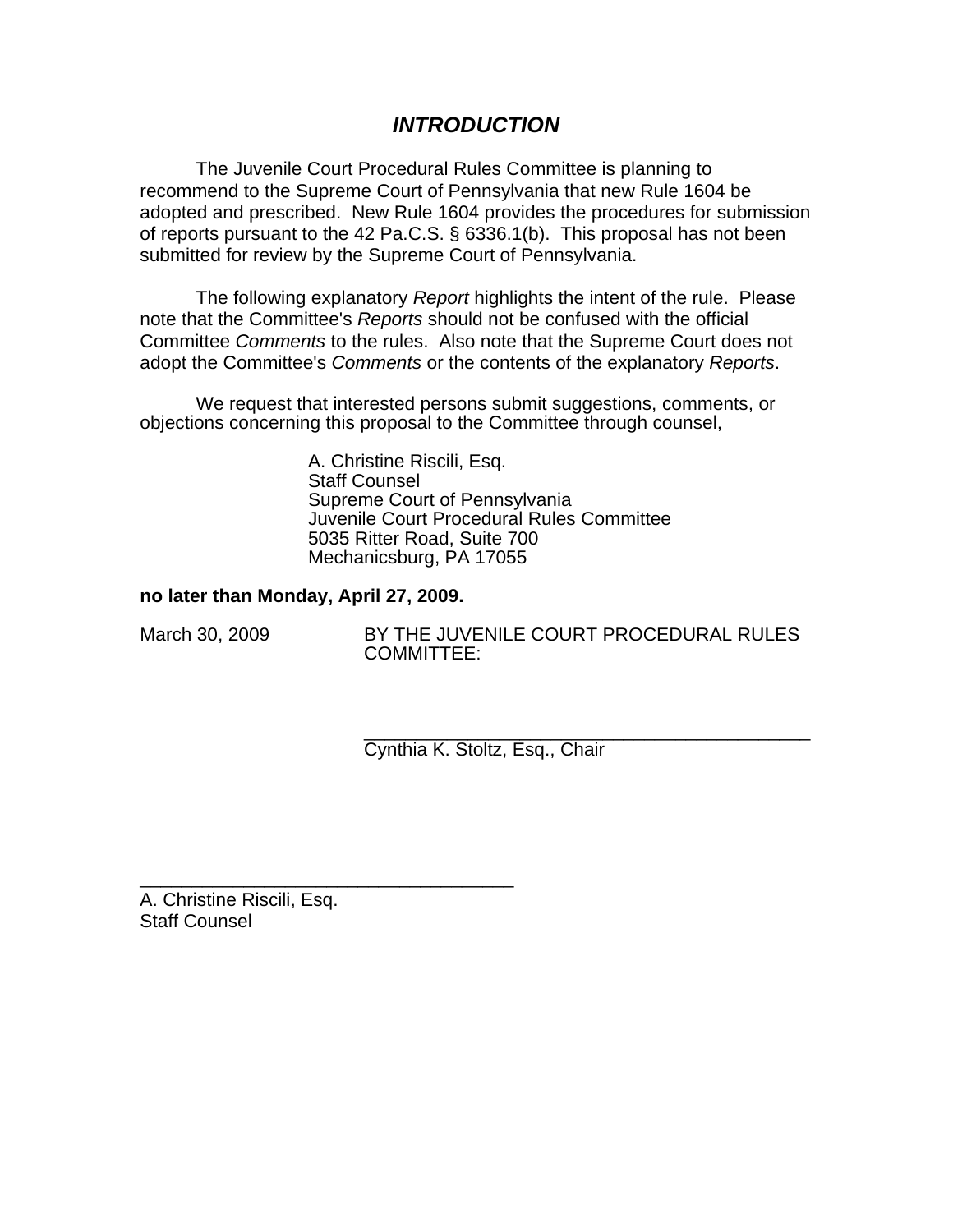# *INTRODUCTION*

The Juvenile Court Procedural Rules Committee is planning to recommend to the Supreme Court of Pennsylvania that new Rule 1604 be adopted and prescribed. New Rule 1604 provides the procedures for submission of reports pursuant to the 42 Pa.C.S. § 6336.1(b). This proposal has not been submitted for review by the Supreme Court of Pennsylvania.

The following explanatory *Report* highlights the intent of the rule. Please note that the Committee's *Reports* should not be confused with the official Committee *Comments* to the rules. Also note that the Supreme Court does not adopt the Committee's *Comments* or the contents of the explanatory *Reports*.

We request that interested persons submit suggestions, comments, or objections concerning this proposal to the Committee through counsel,

A. Christine Riscili, Esq.
Staff Counsel
Supreme Court of Pennsylvania
Juvenile Court Procedural Rules Committee
5035 Ritter Road, Suite 700
Mechanicsburg, PA 17055

**no later than Monday, April 27, 2009.**

March 30, 2009

BY THE JUVENILE COURT PROCEDURAL RULES COMMITTEE:

_____________________________________________
Cynthia K. Stoltz, Esq., Chair

_____________________________________
A. Christine Riscili, Esq.
Staff Counsel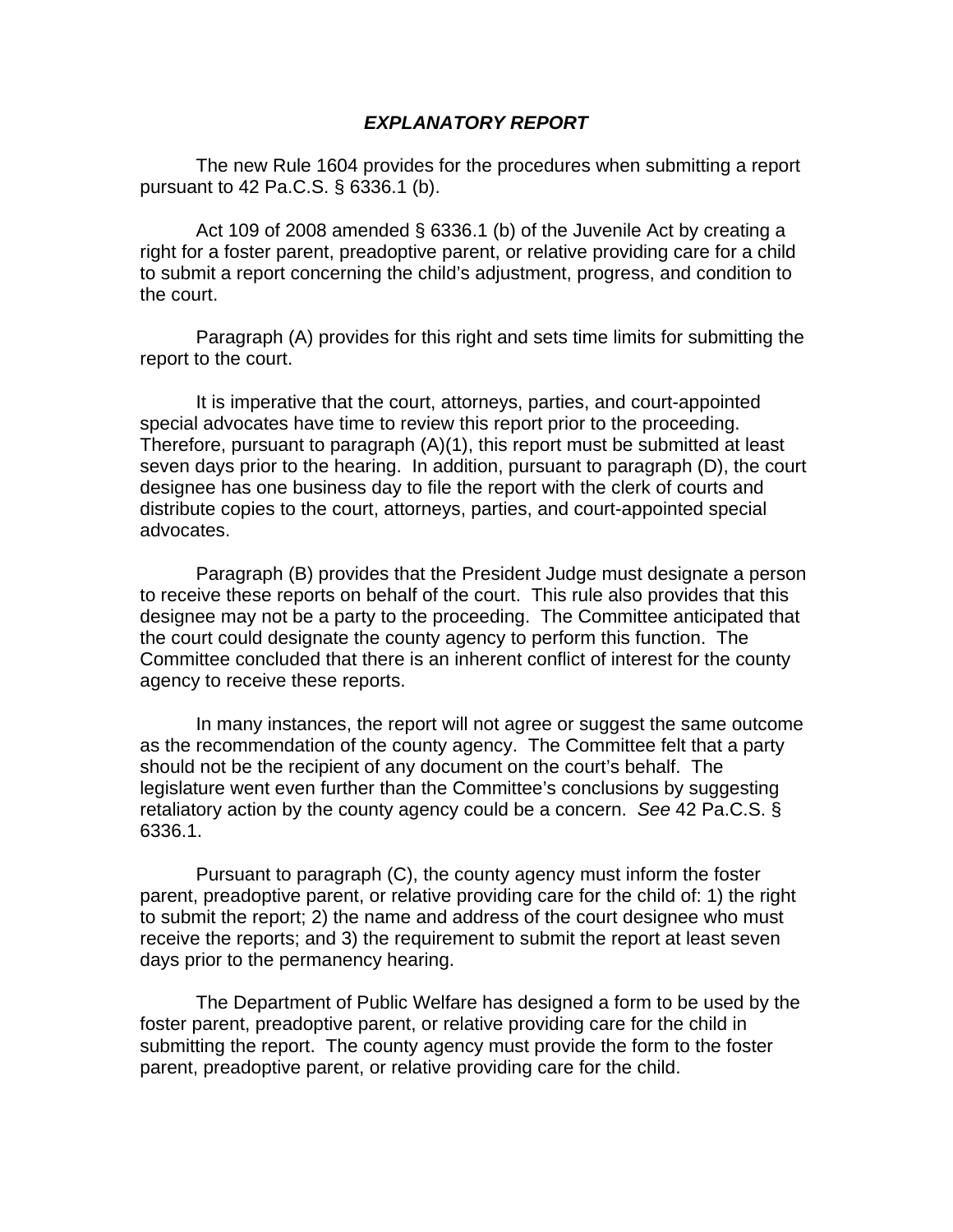## *EXPLANATORY REPORT*

The new Rule 1604 provides for the procedures when submitting a report pursuant to 42 Pa.C.S. § 6336.1 (b).

Act 109 of 2008 amended § 6336.1 (b) of the Juvenile Act by creating a right for a foster parent, preadoptive parent, or relative providing care for a child to submit a report concerning the child's adjustment, progress, and condition to the court.

Paragraph (A) provides for this right and sets time limits for submitting the report to the court.

It is imperative that the court, attorneys, parties, and court-appointed special advocates have time to review this report prior to the proceeding. Therefore, pursuant to paragraph (A)(1), this report must be submitted at least seven days prior to the hearing. In addition, pursuant to paragraph (D), the court designee has one business day to file the report with the clerk of courts and distribute copies to the court, attorneys, parties, and court-appointed special advocates.

Paragraph (B) provides that the President Judge must designate a person to receive these reports on behalf of the court. This rule also provides that this designee may not be a party to the proceeding. The Committee anticipated that the court could designate the county agency to perform this function. The Committee concluded that there is an inherent conflict of interest for the county agency to receive these reports.

In many instances, the report will not agree or suggest the same outcome as the recommendation of the county agency. The Committee felt that a party should not be the recipient of any document on the court's behalf. The legislature went even further than the Committee's conclusions by suggesting retaliatory action by the county agency could be a concern. *See* 42 Pa.C.S. § 6336.1.

Pursuant to paragraph (C), the county agency must inform the foster parent, preadoptive parent, or relative providing care for the child of: 1) the right to submit the report; 2) the name and address of the court designee who must receive the reports; and 3) the requirement to submit the report at least seven days prior to the permanency hearing.

The Department of Public Welfare has designed a form to be used by the foster parent, preadoptive parent, or relative providing care for the child in submitting the report. The county agency must provide the form to the foster parent, preadoptive parent, or relative providing care for the child.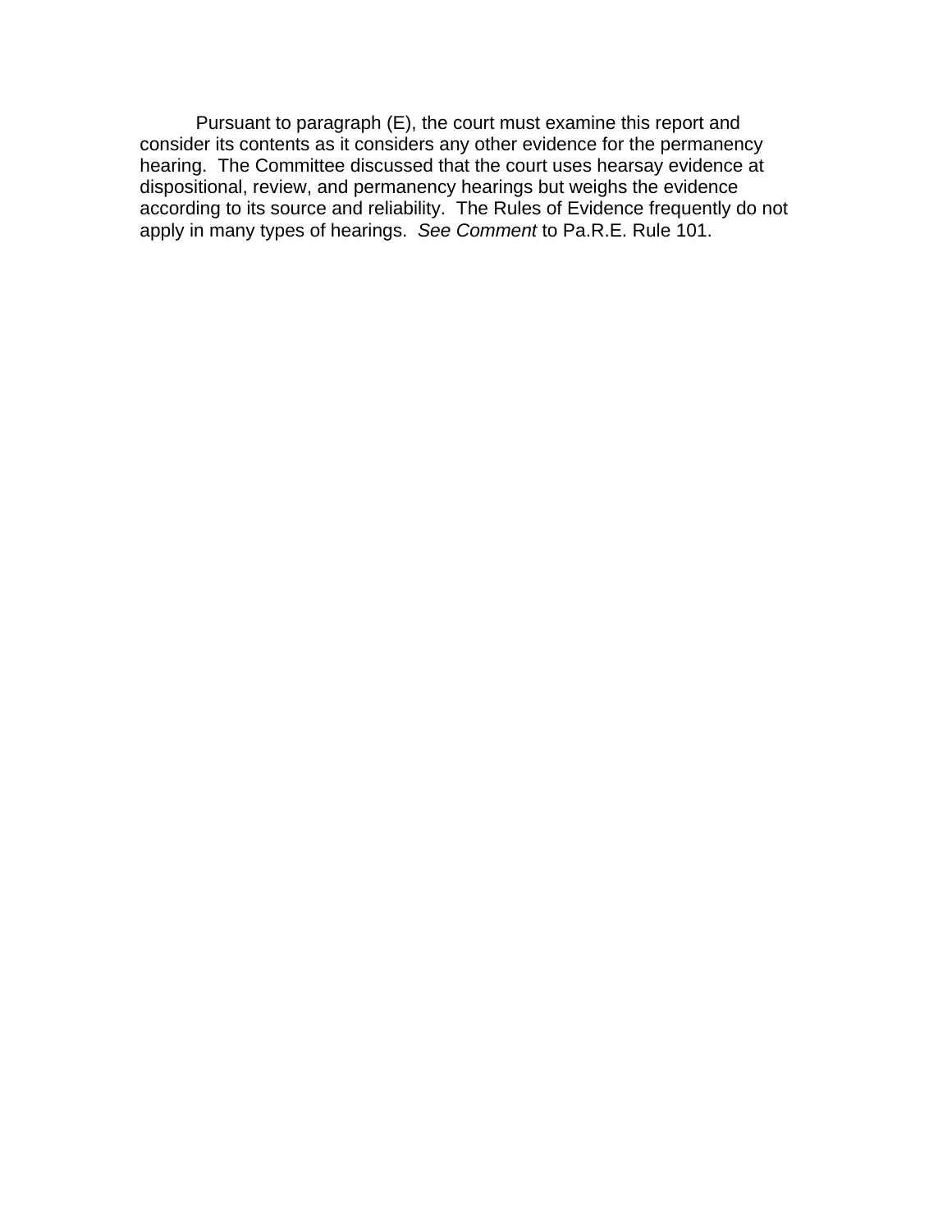Pursuant to paragraph (E), the court must examine this report and consider its contents as it considers any other evidence for the permanency hearing. The Committee discussed that the court uses hearsay evidence at dispositional, review, and permanency hearings but weighs the evidence according to its source and reliability. The Rules of Evidence frequently do not apply in many types of hearings. *See Comment* to Pa.R.E. Rule 101.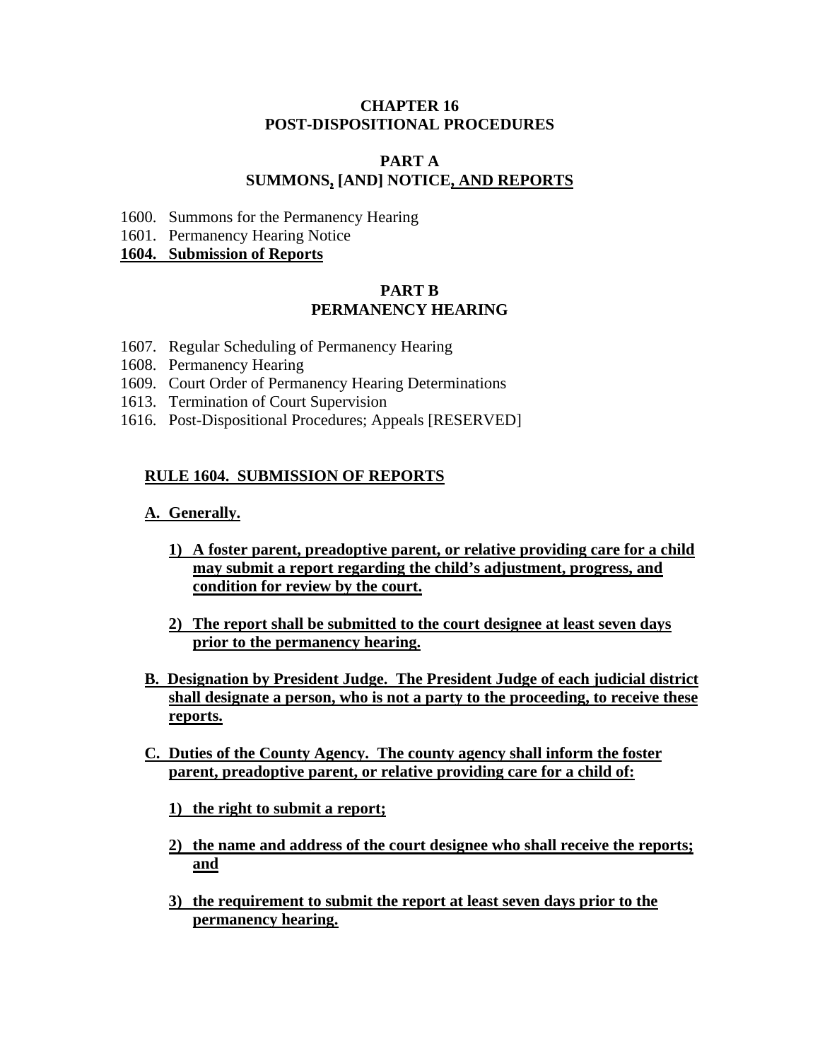**CHAPTER 16**
**POST-DISPOSITIONAL PROCEDURES**

**PART A**
**SUMMONS, [AND] NOTICE, AND REPORTS**

1600. Summons for the Permanency Hearing
1601. Permanency Hearing Notice
**1604. Submission of Reports**

**PART B**
**PERMANENCY HEARING**

1607. Regular Scheduling of Permanency Hearing
1608. Permanency Hearing
1609. Court Order of Permanency Hearing Determinations
1613. Termination of Court Supervision
1616. Post-Dispositional Procedures; Appeals [RESERVED]

**RULE 1604. SUBMISSION OF REPORTS**

**A. Generally.**

**1) A foster parent, preadoptive parent, or relative providing care for a child may submit a report regarding the child's adjustment, progress, and condition for review by the court.**

**2) The report shall be submitted to the court designee at least seven days prior to the permanency hearing.**

**B. Designation by President Judge. The President Judge of each judicial district shall designate a person, who is not a party to the proceeding, to receive these reports.**

**C. Duties of the County Agency. The county agency shall inform the foster parent, preadoptive parent, or relative providing care for a child of:**

**1) the right to submit a report;**

**2) the name and address of the court designee who shall receive the reports; and**

**3) the requirement to submit the report at least seven days prior to the permanency hearing.**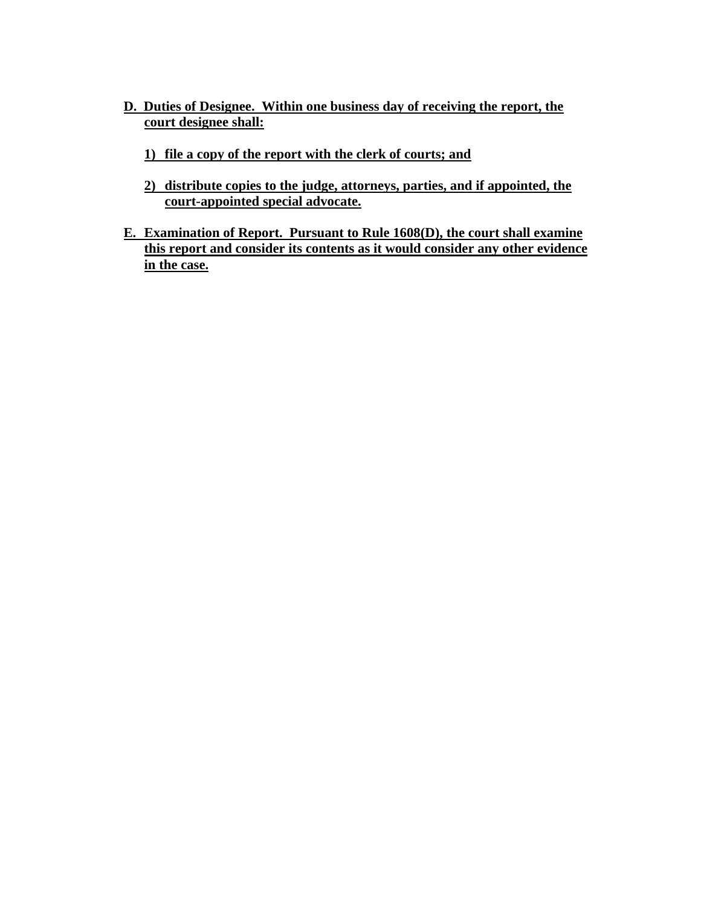**D. Duties of Designee. Within one business day of receiving the report, the court designee shall:**

**1) file a copy of the report with the clerk of courts; and**

**2) distribute copies to the judge, attorneys, parties, and if appointed, the court-appointed special advocate.**

**E. Examination of Report. Pursuant to Rule 1608(D), the court shall examine this report and consider its contents as it would consider any other evidence in the case.**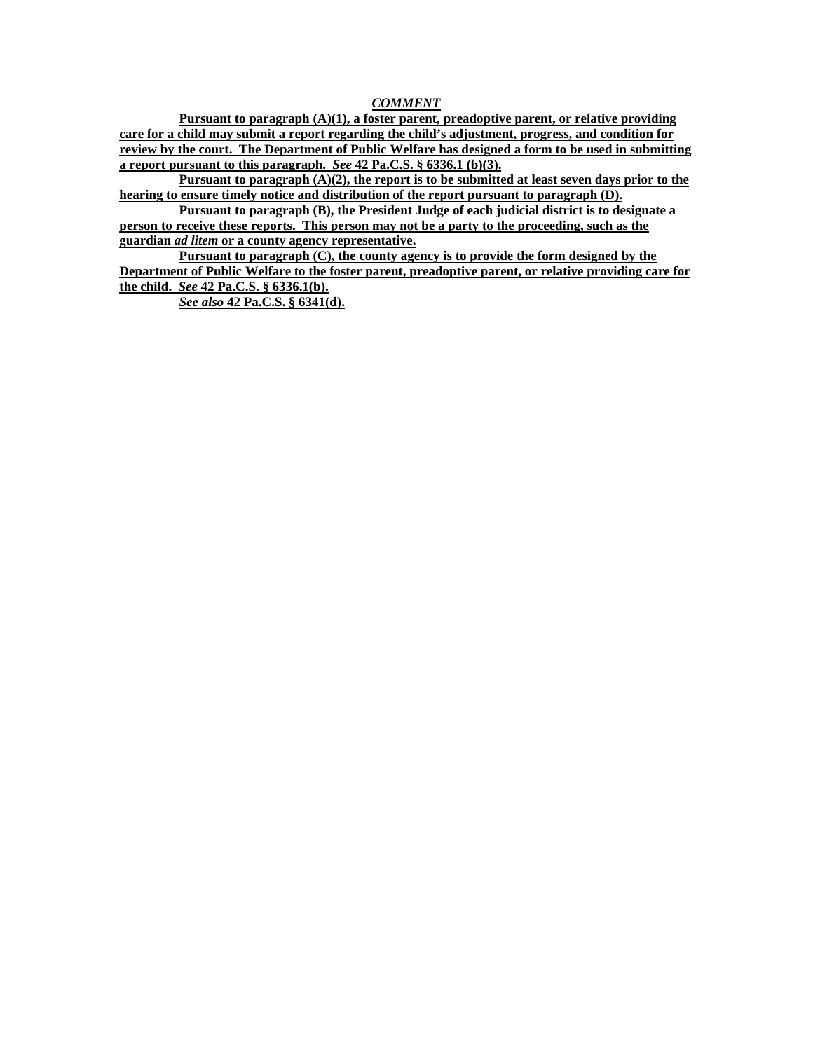***COMMENT***

**Pursuant to paragraph (A)(1), a foster parent, preadoptive parent, or relative providing care for a child may submit a report regarding the child's adjustment, progress, and condition for review by the court. The Department of Public Welfare has designed a form to be used in submitting a report pursuant to this paragraph. *See* 42 Pa.C.S. § 6336.1 (b)(3).**

**Pursuant to paragraph (A)(2), the report is to be submitted at least seven days prior to the hearing to ensure timely notice and distribution of the report pursuant to paragraph (D).**

**Pursuant to paragraph (B), the President Judge of each judicial district is to designate a person to receive these reports. This person may not be a party to the proceeding, such as the guardian *ad litem* or a county agency representative.**

**Pursuant to paragraph (C), the county agency is to provide the form designed by the Department of Public Welfare to the foster parent, preadoptive parent, or relative providing care for the child. *See* 42 Pa.C.S. § 6336.1(b).**

***See also* 42 Pa.C.S. § 6341(d).**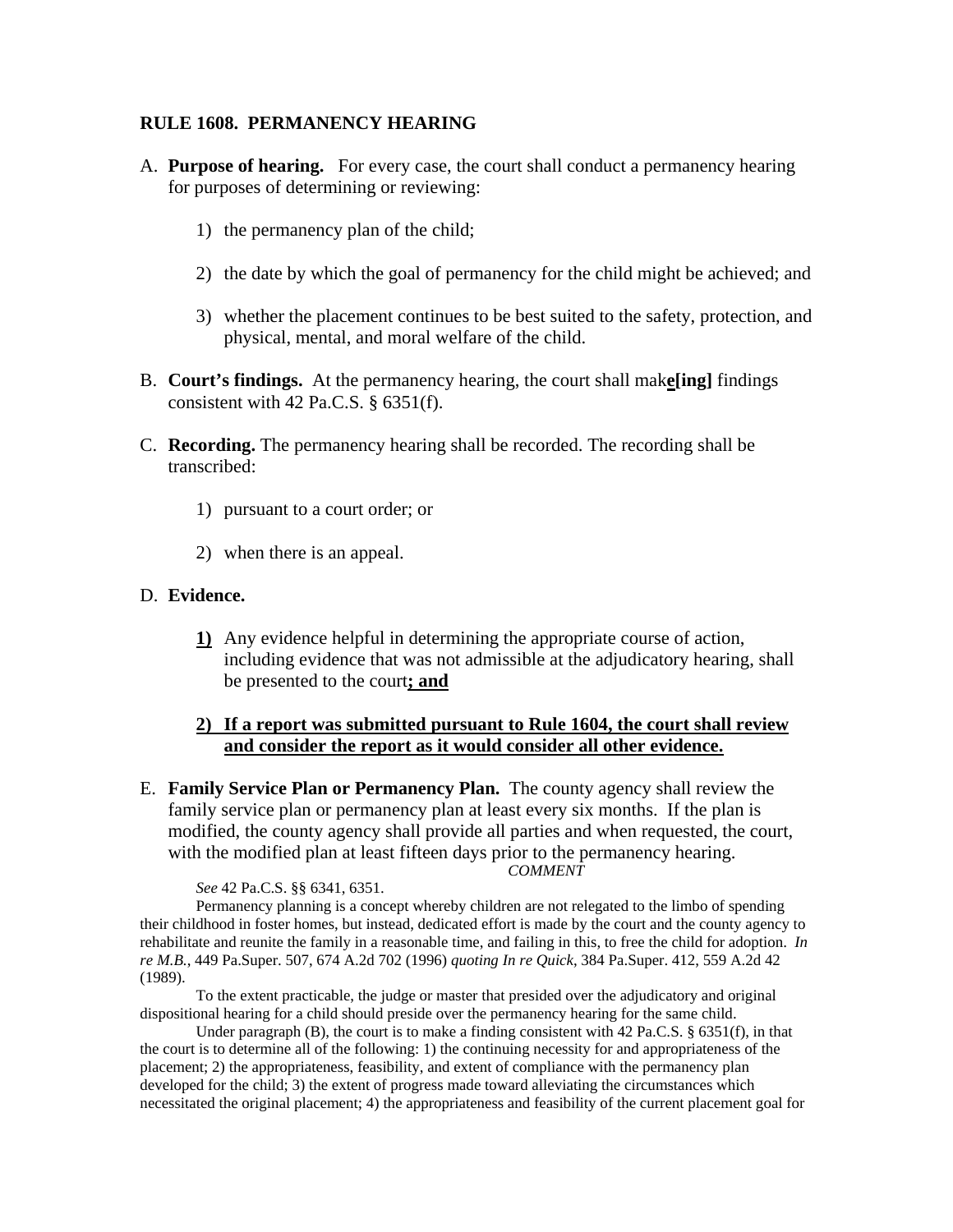## RULE 1608. PERMANENCY HEARING

A. **Purpose of hearing.** For every case, the court shall conduct a permanency hearing for purposes of determining or reviewing:

   1) the permanency plan of the child;

   2) the date by which the goal of permanency for the child might be achieved; and

   3) whether the placement continues to be best suited to the safety, protection, and physical, mental, and moral welfare of the child.

B. **Court's findings.** At the permanency hearing, the court shall mak<u>**e**</u>**[ing]** findings consistent with 42 Pa.C.S. § 6351(f).

C. **Recording.** The permanency hearing shall be recorded. The recording shall be transcribed:

   1) pursuant to a court order; or

   2) when there is an appeal.

D. **Evidence.**

   <u>**1)**</u> Any evidence helpful in determining the appropriate course of action, including evidence that was not admissible at the adjudicatory hearing, shall be presented to the court<u>**; and**</u>

   <u>**2) If a report was submitted pursuant to Rule 1604, the court shall review and consider the report as it would consider all other evidence.**</u>

E. **Family Service Plan or Permanency Plan.** The county agency shall review the family service plan or permanency plan at least every six months. If the plan is modified, the county agency shall provide all parties and when requested, the court, with the modified plan at least fifteen days prior to the permanency hearing.

*COMMENT*

*See* 42 Pa.C.S. §§ 6341, 6351.

Permanency planning is a concept whereby children are not relegated to the limbo of spending their childhood in foster homes, but instead, dedicated effort is made by the court and the county agency to rehabilitate and reunite the family in a reasonable time, and failing in this, to free the child for adoption. *In re M.B.*, 449 Pa.Super. 507, 674 A.2d 702 (1996) *quoting In re Quick*, 384 Pa.Super. 412, 559 A.2d 42 (1989).

To the extent practicable, the judge or master that presided over the adjudicatory and original dispositional hearing for a child should preside over the permanency hearing for the same child.

Under paragraph (B), the court is to make a finding consistent with 42 Pa.C.S. § 6351(f), in that the court is to determine all of the following: 1) the continuing necessity for and appropriateness of the placement; 2) the appropriateness, feasibility, and extent of compliance with the permanency plan developed for the child; 3) the extent of progress made toward alleviating the circumstances which necessitated the original placement; 4) the appropriateness and feasibility of the current placement goal for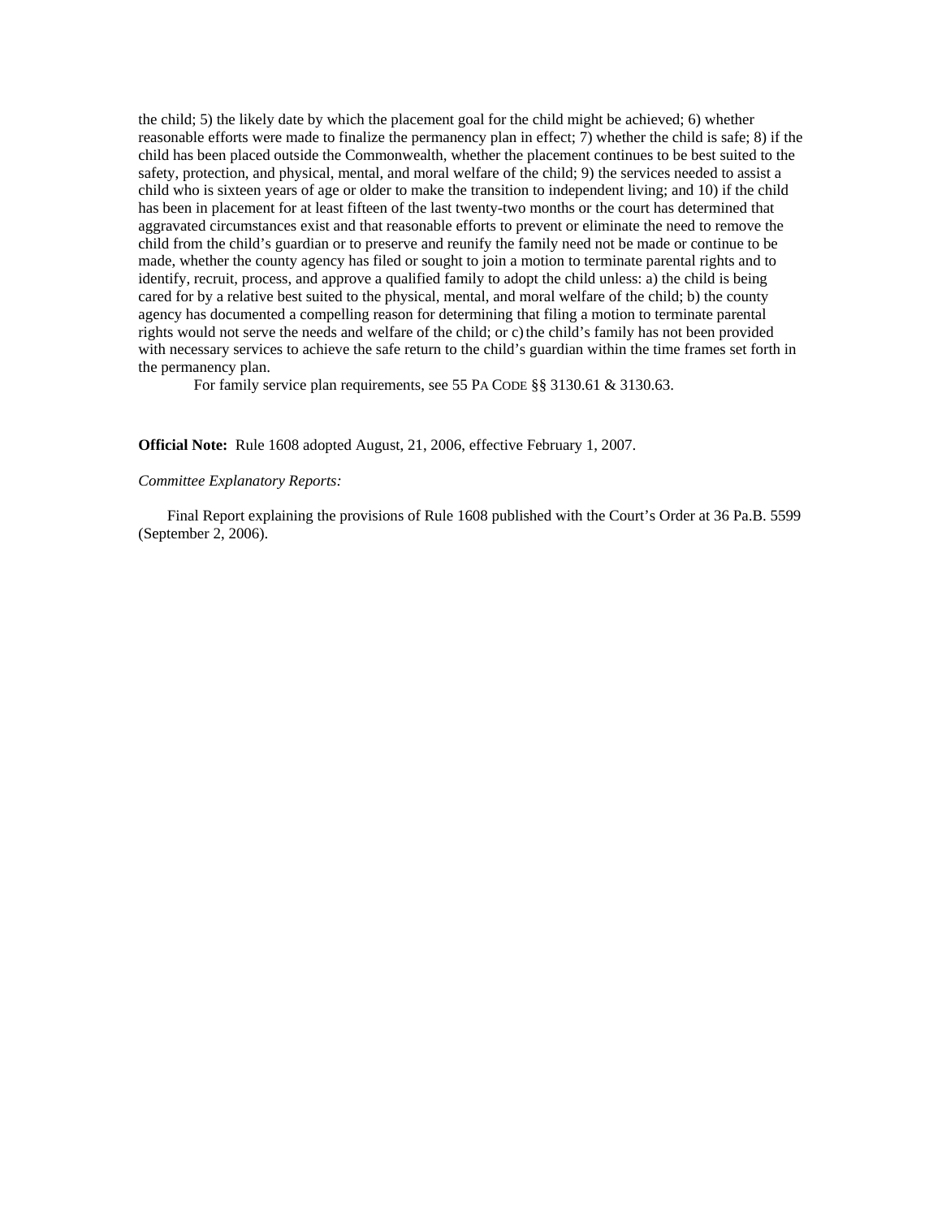the child; 5) the likely date by which the placement goal for the child might be achieved; 6) whether reasonable efforts were made to finalize the permanency plan in effect; 7) whether the child is safe; 8) if the child has been placed outside the Commonwealth, whether the placement continues to be best suited to the safety, protection, and physical, mental, and moral welfare of the child; 9) the services needed to assist a child who is sixteen years of age or older to make the transition to independent living; and 10) if the child has been in placement for at least fifteen of the last twenty-two months or the court has determined that aggravated circumstances exist and that reasonable efforts to prevent or eliminate the need to remove the child from the child's guardian or to preserve and reunify the family need not be made or continue to be made, whether the county agency has filed or sought to join a motion to terminate parental rights and to identify, recruit, process, and approve a qualified family to adopt the child unless: a) the child is being cared for by a relative best suited to the physical, mental, and moral welfare of the child; b) the county agency has documented a compelling reason for determining that filing a motion to terminate parental rights would not serve the needs and welfare of the child; or c) the child's family has not been provided with necessary services to achieve the safe return to the child's guardian within the time frames set forth in the permanency plan.

For family service plan requirements, see 55 PA CODE §§ 3130.61 & 3130.63.

**Official Note:** Rule 1608 adopted August, 21, 2006, effective February 1, 2007.

*Committee Explanatory Reports:*

Final Report explaining the provisions of Rule 1608 published with the Court's Order at 36 Pa.B. 5599 (September 2, 2006).